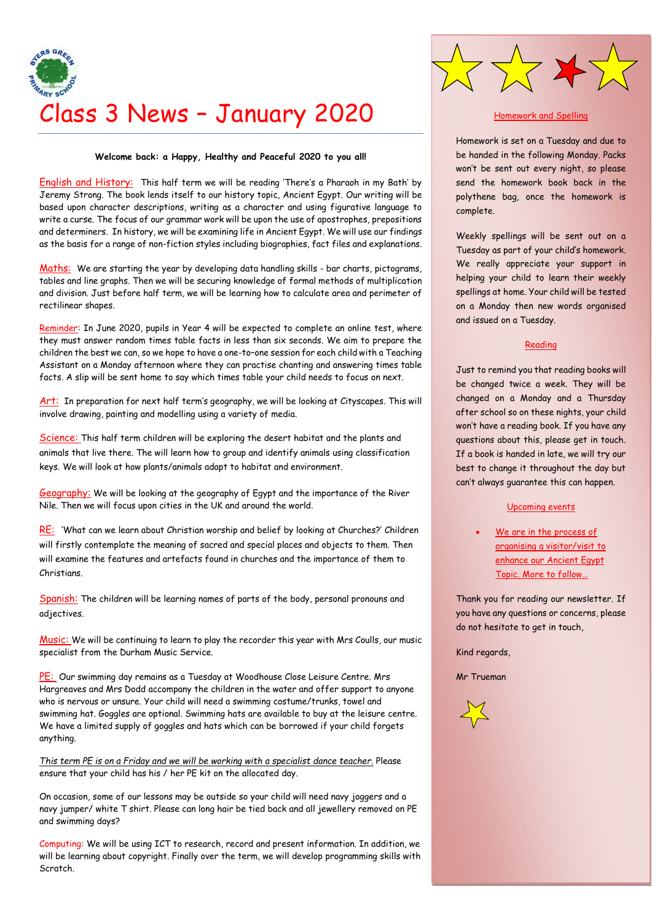# Class 3 News – January 2020

**Welcome back: a Happy, Healthy and Peaceful 2020 to you all!**

English and History: This half term we will be reading 'There's a Pharaoh in my Bath' by Jeremy Strong. The book lends itself to our history topic, Ancient Egypt. Our writing will be based upon character descriptions, writing as a character and using figurative language to write a curse. The focus of our grammar work will be upon the use of apostrophes, prepositions and determiners. In history, we will be examining life in Ancient Egypt. We will use our findings as the basis for a range of non-fiction styles including biographies, fact files and explanations.

Maths: We are starting the year by developing data handling skills - bar charts, pictograms, tables and line graphs. Then we will be securing knowledge of formal methods of multiplication and division. Just before half term, we will be learning how to calculate area and perimeter of rectilinear shapes.

Reminder: In June 2020, pupils in Year 4 will be expected to complete an online test, where they must answer random times table facts in less than six seconds. We aim to prepare the children the best we can, so we hope to have a one-to-one session for each child with a Teaching Assistant on a Monday afternoon where they can practise chanting and answering times table facts. A slip will be sent home to say which times table your child needs to focus on next.

Art: In preparation for next half term's geography, we will be looking at Cityscapes. This will involve drawing, painting and modelling using a variety of media.

Science: This half term children will be exploring the desert habitat and the plants and animals that live there. The will learn how to group and identify animals using classification keys. We will look at how plants/animals adapt to habitat and environment.

Geography: We will be looking at the geography of Egypt and the importance of the River Nile. Then we will focus upon cities in the UK and around the world.

RE: 'What can we learn about Christian worship and belief by looking at Churches?' Children will firstly contemplate the meaning of sacred and special places and objects to them. Then will examine the features and artefacts found in churches and the importance of them to Christians.

Spanish: The children will be learning names of parts of the body, personal pronouns and adjectives.

Music: We will be continuing to learn to play the recorder this year with Mrs Coulls, our music specialist from the Durham Music Service.

PE: Our swimming day remains as a Tuesday at Woodhouse Close Leisure Centre. Mrs Hargreaves and Mrs Dodd accompany the children in the water and offer support to anyone who is nervous or unsure. Your child will need a swimming costume/trunks, towel and swimming hat. Goggles are optional. Swimming hats are available to buy at the leisure centre. We have a limited supply of goggles and hats which can be borrowed if your child forgets anything.

*This term PE is on a Friday and we will be working with a specialist dance teacher.* Please ensure that your child has his / her PE kit on the allocated day.

On occasion, some of our lessons may be outside so your child will need navy joggers and a navy jumper/ white T shirt. Please can long hair be tied back and all jewellery removed on PE and swimming days?

Computing: We will be using ICT to research, record and present information. In addition, we will be learning about copyright. Finally over the term, we will develop programming skills with Scratch.

## Homework and Spelling

Homework is set on a Tuesday and due to be handed in the following Monday. Packs won't be sent out every night, so please send the homework book back in the polythene bag, once the homework is complete.

Weekly spellings will be sent out on a Tuesday as part of your child's homework. We really appreciate your support in helping your child to learn their weekly spellings at home. Your child will be tested on a Monday then new words organised and issued on a Tuesday.

## Reading

Just to remind you that reading books will be changed twice a week. They will be changed on a Monday and a Thursday after school so on these nights, your child won't have a reading book. If you have any questions about this, please get in touch. If a book is handed in late, we will try our best to change it throughout the day but can't always guarantee this can happen.

## Upcoming events

- We are in the process of organising a visitor/visit to enhance our Ancient Egypt Topic. More to follow…

Thank you for reading our newsletter. If you have any questions or concerns, please do not hesitate to get in touch,

Kind regards,

Mr Trueman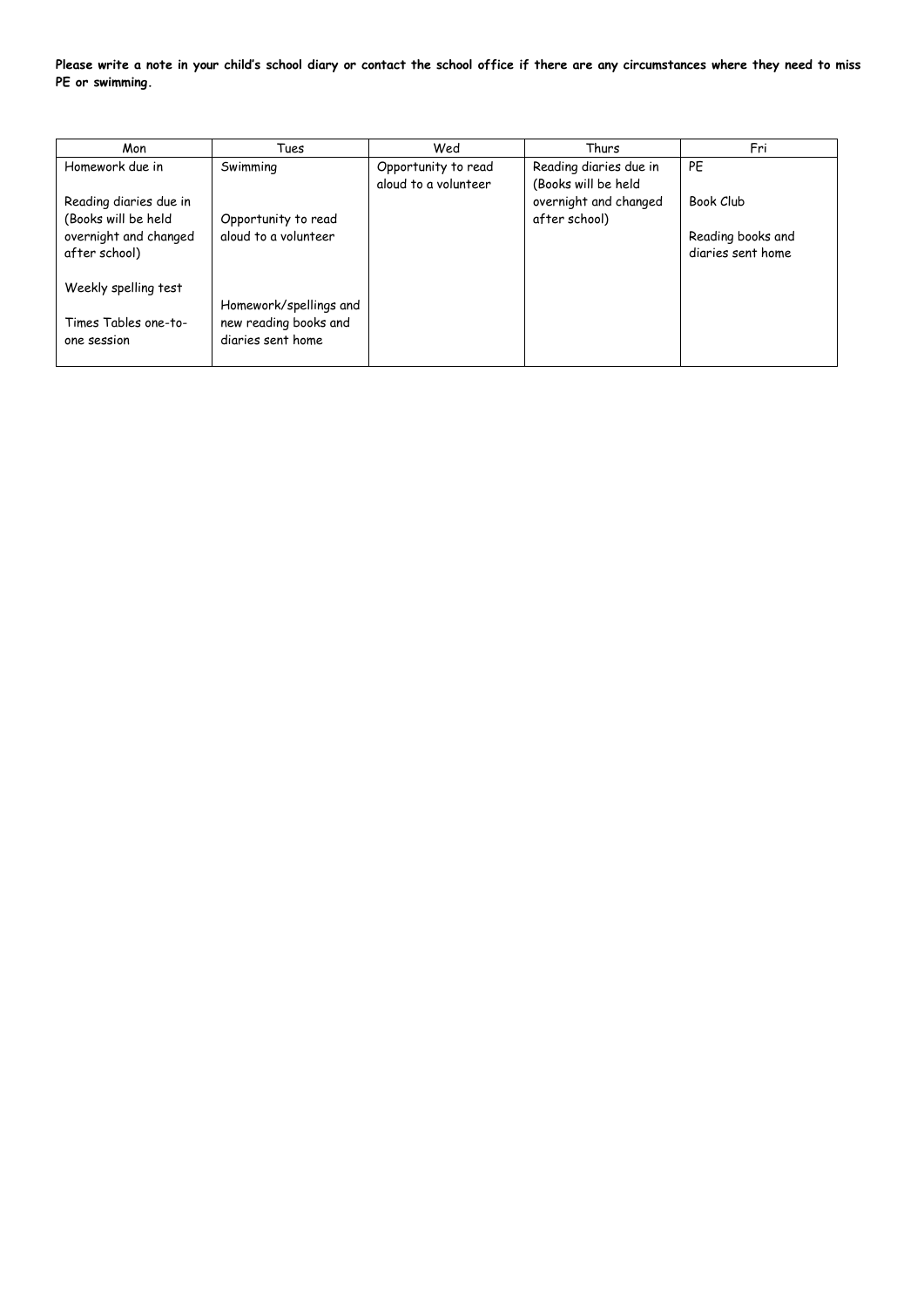**Please write a note in your child's school diary or contact the school office if there are any circumstances where they need to miss PE or swimming.**

| Mon | Tues | Wed | Thurs | Fri |
|---|---|---|---|---|
| Homework due in<br><br>Reading diaries due in (Books will be held overnight and changed after school)<br><br>Weekly spelling test<br><br>Times Tables one-to-one session | Swimming<br><br>Opportunity to read aloud to a volunteer<br><br>Homework/spellings and new reading books and diaries sent home | Opportunity to read aloud to a volunteer | Reading diaries due in (Books will be held overnight and changed after school) | PE<br><br>Book Club<br><br>Reading books and diaries sent home |